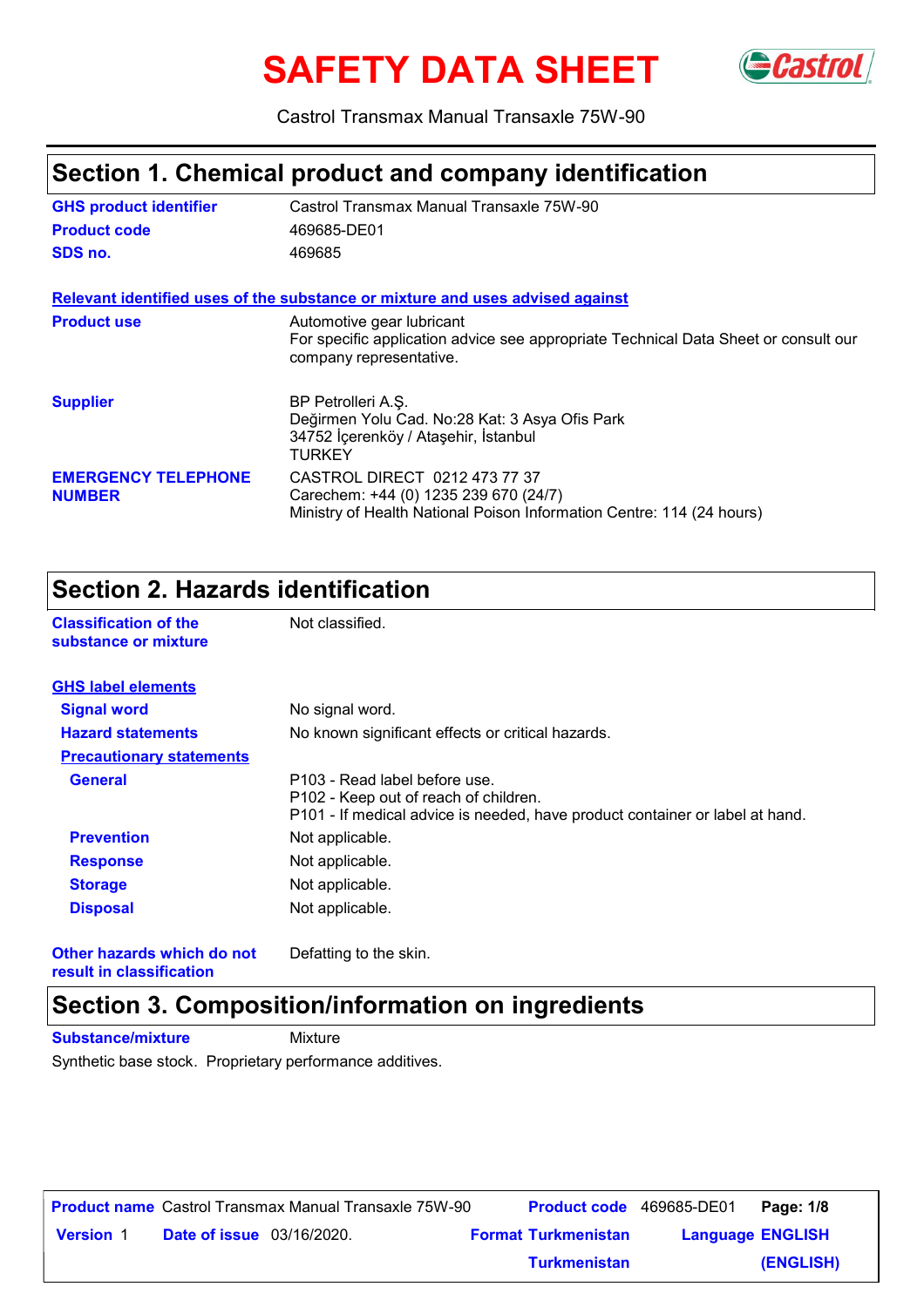# SAFETY DATA SHEET

Castrol Transmax Manual Transaxle 75W-90

## Section 1. Chemical product and company identification

| | |
|---|---|
| **GHS product identifier** | Castrol Transmax Manual Transaxle 75W-90 |
| **Product code** | 469685-DE01 |
| **SDS no.** | 469685 |

**Relevant identified uses of the substance or mixture and uses advised against**

| | |
|---|---|
| **Product use** | Automotive gear lubricant<br>For specific application advice see appropriate Technical Data Sheet or consult our company representative. |
| **Supplier** | BP Petrolleri A.Ş.<br>Değirmen Yolu Cad. No:28 Kat: 3 Asya Ofis Park<br>34752 İçerenköy / Ataşehir, İstanbul<br>TURKEY |
| **EMERGENCY TELEPHONE NUMBER** | CASTROL DIRECT 0212 473 77 37<br>Carechem: +44 (0) 1235 239 670 (24/7)<br>Ministry of Health National Poison Information Centre: 114 (24 hours) |

## Section 2. Hazards identification

| | |
|---|---|
| **Classification of the substance or mixture** | Not classified. |

**GHS label elements**

| | |
|---|---|
| **Signal word** | No signal word. |
| **Hazard statements** | No known significant effects or critical hazards. |

**Precautionary statements**

| | |
|---|---|
| **General** | P103 - Read label before use.<br>P102 - Keep out of reach of children.<br>P101 - If medical advice is needed, have product container or label at hand. |
| **Prevention** | Not applicable. |
| **Response** | Not applicable. |
| **Storage** | Not applicable. |
| **Disposal** | Not applicable. |
| **Other hazards which do not result in classification** | Defatting to the skin. |

## Section 3. Composition/information on ingredients

| | |
|---|---|
| **Substance/mixture** | Mixture |

Synthetic base stock. Proprietary performance additives.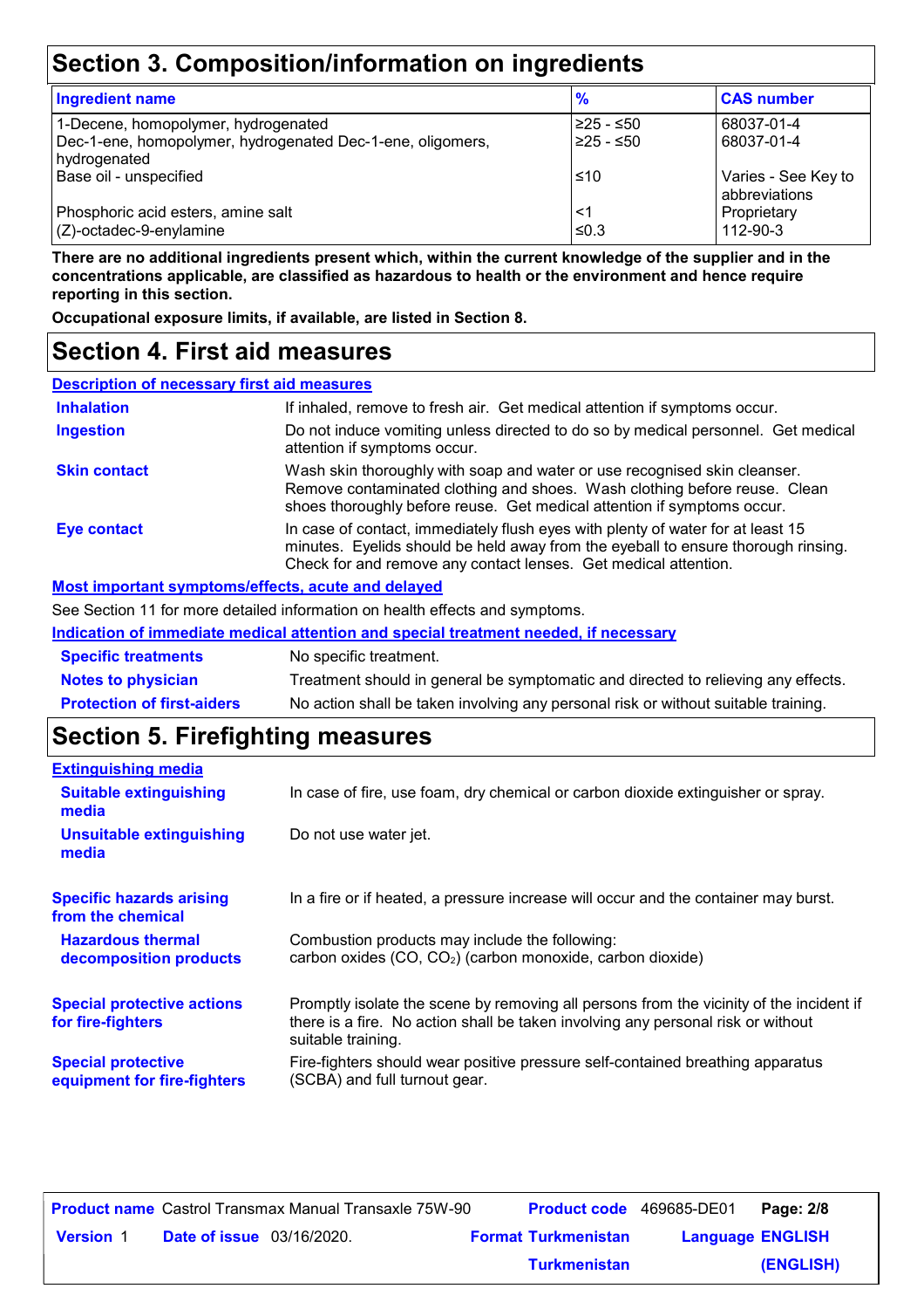## Section 3. Composition/information on ingredients

| Ingredient name | % | CAS number |
|---|---|---|
| 1-Decene, homopolymer, hydrogenated | ≥25 - ≤50 | 68037-01-4 |
| Dec-1-ene, homopolymer, hydrogenated Dec-1-ene, oligomers, hydrogenated | ≥25 - ≤50 | 68037-01-4 |
| Base oil - unspecified | ≤10 | Varies - See Key to abbreviations |
| Phosphoric acid esters, amine salt | <1 | Proprietary |
| (Z)-octadec-9-enylamine | ≤0.3 | 112-90-3 |

**There are no additional ingredients present which, within the current knowledge of the supplier and in the concentrations applicable, are classified as hazardous to health or the environment and hence require reporting in this section.**

**Occupational exposure limits, if available, are listed in Section 8.**

## Section 4. First aid measures

**Description of necessary first aid measures**

**Inhalation** If inhaled, remove to fresh air. Get medical attention if symptoms occur.

**Ingestion** Do not induce vomiting unless directed to do so by medical personnel. Get medical attention if symptoms occur.

**Skin contact** Wash skin thoroughly with soap and water or use recognised skin cleanser. Remove contaminated clothing and shoes. Wash clothing before reuse. Clean shoes thoroughly before reuse. Get medical attention if symptoms occur.

**Eye contact** In case of contact, immediately flush eyes with plenty of water for at least 15 minutes. Eyelids should be held away from the eyeball to ensure thorough rinsing. Check for and remove any contact lenses. Get medical attention.

**Most important symptoms/effects, acute and delayed**

See Section 11 for more detailed information on health effects and symptoms.

**Indication of immediate medical attention and special treatment needed, if necessary**

**Specific treatments** No specific treatment.

**Notes to physician** Treatment should in general be symptomatic and directed to relieving any effects.

**Protection of first-aiders** No action shall be taken involving any personal risk or without suitable training.

## Section 5. Firefighting measures

**Extinguishing media**

**Suitable extinguishing media** In case of fire, use foam, dry chemical or carbon dioxide extinguisher or spray.

**Unsuitable extinguishing media** Do not use water jet.

**Specific hazards arising from the chemical** In a fire or if heated, a pressure increase will occur and the container may burst.

**Hazardous thermal decomposition products** Combustion products may include the following: carbon oxides (CO, $CO_2$) (carbon monoxide, carbon dioxide)

**Special protective actions for fire-fighters** Promptly isolate the scene by removing all persons from the vicinity of the incident if there is a fire. No action shall be taken involving any personal risk or without suitable training.

**Special protective equipment for fire-fighters** Fire-fighters should wear positive pressure self-contained breathing apparatus (SCBA) and full turnout gear.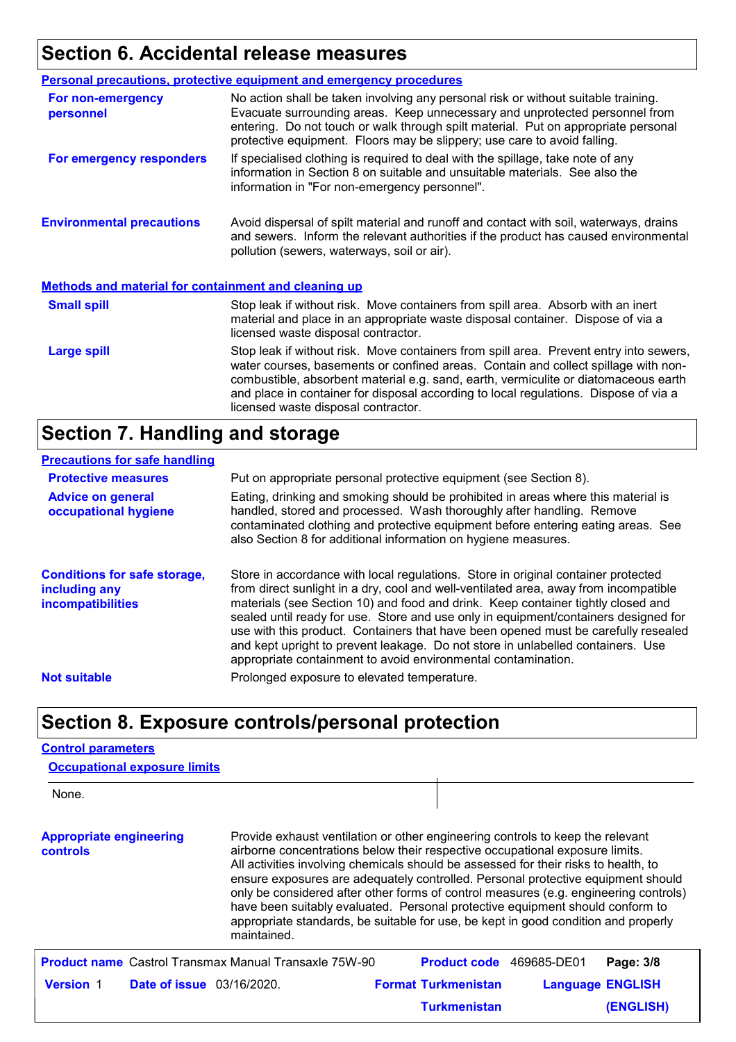## Section 6. Accidental release measures

### Personal precautions, protective equipment and emergency procedures

**For non-emergency personnel**

No action shall be taken involving any personal risk or without suitable training. Evacuate surrounding areas. Keep unnecessary and unprotected personnel from entering. Do not touch or walk through spilt material. Put on appropriate personal protective equipment. Floors may be slippery; use care to avoid falling.

**For emergency responders**

If specialised clothing is required to deal with the spillage, take note of any information in Section 8 on suitable and unsuitable materials. See also the information in "For non-emergency personnel".

**Environmental precautions**

Avoid dispersal of spilt material and runoff and contact with soil, waterways, drains and sewers. Inform the relevant authorities if the product has caused environmental pollution (sewers, waterways, soil or air).

### Methods and material for containment and cleaning up

**Small spill**

Stop leak if without risk. Move containers from spill area. Absorb with an inert material and place in an appropriate waste disposal container. Dispose of via a licensed waste disposal contractor.

**Large spill**

Stop leak if without risk. Move containers from spill area. Prevent entry into sewers, water courses, basements or confined areas. Contain and collect spillage with non-combustible, absorbent material e.g. sand, earth, vermiculite or diatomaceous earth and place in container for disposal according to local regulations. Dispose of via a licensed waste disposal contractor.

## Section 7. Handling and storage

### Precautions for safe handling

**Protective measures**

Put on appropriate personal protective equipment (see Section 8).

**Advice on general occupational hygiene**

Eating, drinking and smoking should be prohibited in areas where this material is handled, stored and processed. Wash thoroughly after handling. Remove contaminated clothing and protective equipment before entering eating areas. See also Section 8 for additional information on hygiene measures.

**Conditions for safe storage, including any incompatibilities**

Store in accordance with local regulations. Store in original container protected from direct sunlight in a dry, cool and well-ventilated area, away from incompatible materials (see Section 10) and food and drink. Keep container tightly closed and sealed until ready for use. Store and use only in equipment/containers designed for use with this product. Containers that have been opened must be carefully resealed and kept upright to prevent leakage. Do not store in unlabelled containers. Use appropriate containment to avoid environmental contamination.

**Not suitable**

Prolonged exposure to elevated temperature.

## Section 8. Exposure controls/personal protection

### Control parameters

#### Occupational exposure limits

None.

**Appropriate engineering controls**

Provide exhaust ventilation or other engineering controls to keep the relevant airborne concentrations below their respective occupational exposure limits. All activities involving chemicals should be assessed for their risks to health, to ensure exposures are adequately controlled. Personal protective equipment should only be considered after other forms of control measures (e.g. engineering controls) have been suitably evaluated. Personal protective equipment should conform to appropriate standards, be suitable for use, be kept in good condition and properly maintained.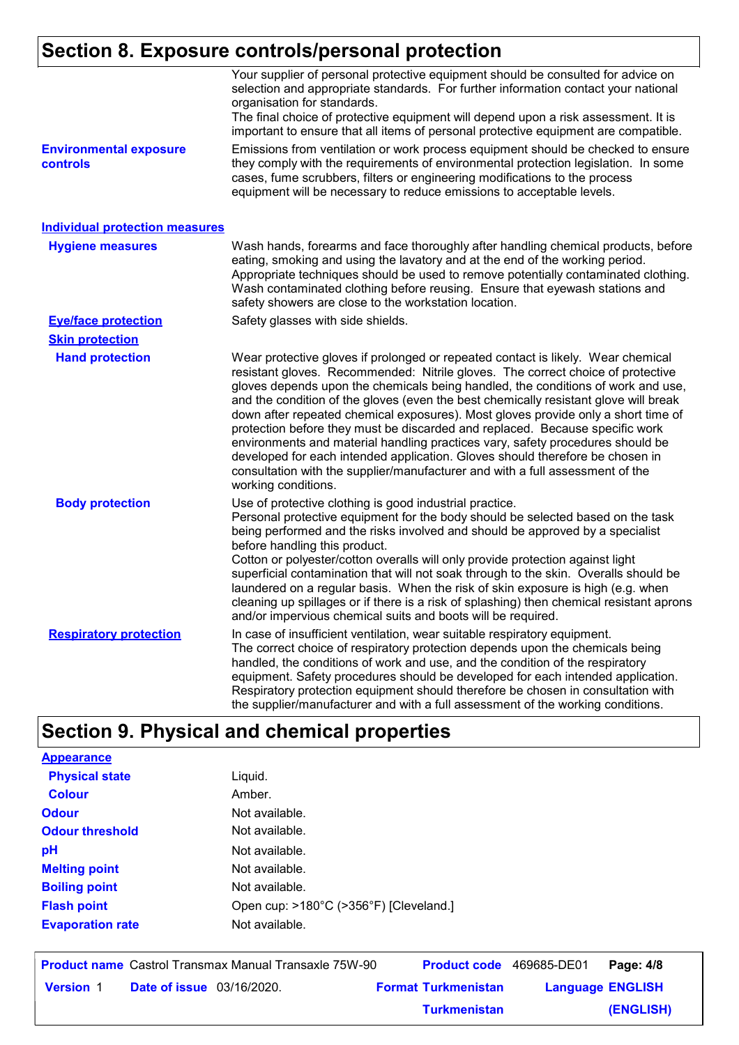## Section 8. Exposure controls/personal protection

Your supplier of personal protective equipment should be consulted for advice on selection and appropriate standards. For further information contact your national organisation for standards.
The final choice of protective equipment will depend upon a risk assessment. It is important to ensure that all items of personal protective equipment are compatible.

**Environmental exposure controls**

Emissions from ventilation or work process equipment should be checked to ensure they comply with the requirements of environmental protection legislation. In some cases, fume scrubbers, filters or engineering modifications to the process equipment will be necessary to reduce emissions to acceptable levels.

### Individual protection measures

**Hygiene measures**

Wash hands, forearms and face thoroughly after handling chemical products, before eating, smoking and using the lavatory and at the end of the working period. Appropriate techniques should be used to remove potentially contaminated clothing. Wash contaminated clothing before reusing. Ensure that eyewash stations and safety showers are close to the workstation location.

**Eye/face protection**

Safety glasses with side shields.

**Skin protection**

**Hand protection**

Wear protective gloves if prolonged or repeated contact is likely. Wear chemical resistant gloves. Recommended: Nitrile gloves. The correct choice of protective gloves depends upon the chemicals being handled, the conditions of work and use, and the condition of the gloves (even the best chemically resistant glove will break down after repeated chemical exposures). Most gloves provide only a short time of protection before they must be discarded and replaced. Because specific work environments and material handling practices vary, safety procedures should be developed for each intended application. Gloves should therefore be chosen in consultation with the supplier/manufacturer and with a full assessment of the working conditions.

**Body protection**

Use of protective clothing is good industrial practice.
Personal protective equipment for the body should be selected based on the task being performed and the risks involved and should be approved by a specialist before handling this product.
Cotton or polyester/cotton overalls will only provide protection against light superficial contamination that will not soak through to the skin. Overalls should be laundered on a regular basis. When the risk of skin exposure is high (e.g. when cleaning up spillages or if there is a risk of splashing) then chemical resistant aprons and/or impervious chemical suits and boots will be required.

**Respiratory protection**

In case of insufficient ventilation, wear suitable respiratory equipment.
The correct choice of respiratory protection depends upon the chemicals being handled, the conditions of work and use, and the condition of the respiratory equipment. Safety procedures should be developed for each intended application. Respiratory protection equipment should therefore be chosen in consultation with the supplier/manufacturer and with a full assessment of the working conditions.

## Section 9. Physical and chemical properties

**Appearance**

| | |
|---|---|
| **Physical state** | Liquid. |
| **Colour** | Amber. |
| **Odour** | Not available. |
| **Odour threshold** | Not available. |
| **pH** | Not available. |
| **Melting point** | Not available. |
| **Boiling point** | Not available. |
| **Flash point** | Open cup: >180°C (>356°F) [Cleveland.] |
| **Evaporation rate** | Not available. |

**Product name** Castrol Transmax Manual Transaxle 75W-90 **Product code** 469685-DE01 **Version** 1 **Date of issue** 03/16/2020. **Format** Turkmenistan Turkmenistan **Language** ENGLISH (ENGLISH)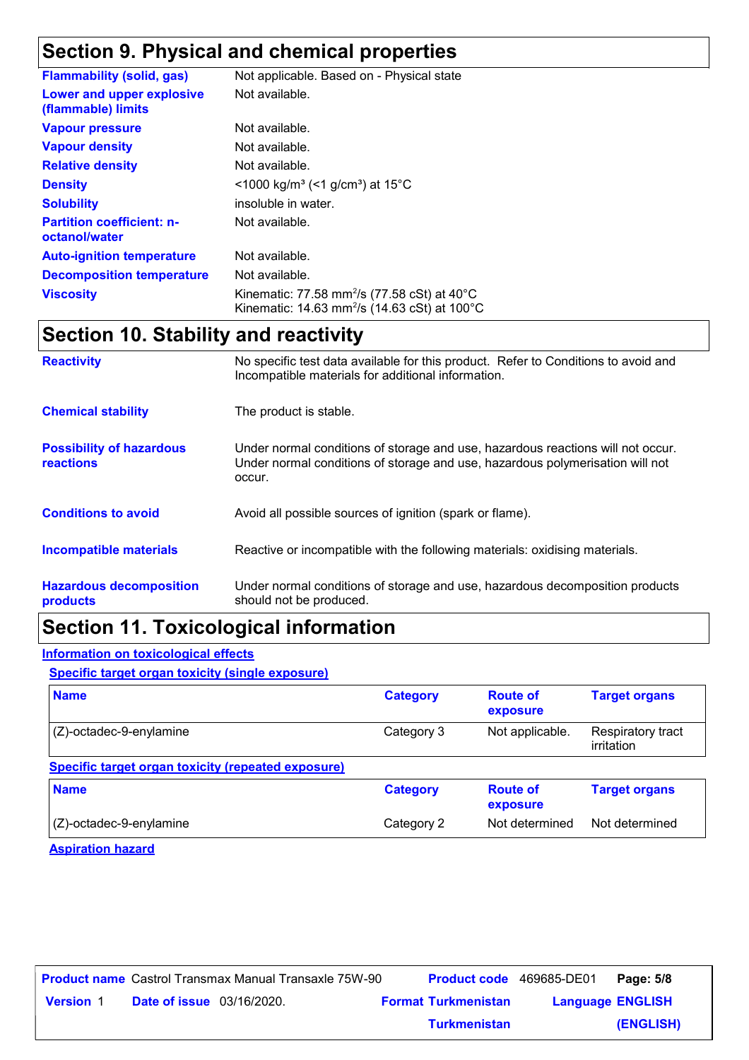## Section 9. Physical and chemical properties

| | |
|---|---|
| **Flammability (solid, gas)** | Not applicable. Based on - Physical state |
| **Lower and upper explosive (flammable) limits** | Not available. |
| **Vapour pressure** | Not available. |
| **Vapour density** | Not available. |
| **Relative density** | Not available. |
| **Density** | <1000 kg/m³ (<1 g/cm³) at 15°C |
| **Solubility** | insoluble in water. |
| **Partition coefficient: n-octanol/water** | Not available. |
| **Auto-ignition temperature** | Not available. |
| **Decomposition temperature** | Not available. |
| **Viscosity** | Kinematic: 77.58 mm²/s (77.58 cSt) at 40°C<br>Kinematic: 14.63 mm²/s (14.63 cSt) at 100°C |

## Section 10. Stability and reactivity

| | |
|---|---|
| **Reactivity** | No specific test data available for this product. Refer to Conditions to avoid and Incompatible materials for additional information. |
| **Chemical stability** | The product is stable. |
| **Possibility of hazardous reactions** | Under normal conditions of storage and use, hazardous reactions will not occur.<br>Under normal conditions of storage and use, hazardous polymerisation will not occur. |
| **Conditions to avoid** | Avoid all possible sources of ignition (spark or flame). |
| **Incompatible materials** | Reactive or incompatible with the following materials: oxidising materials. |
| **Hazardous decomposition products** | Under normal conditions of storage and use, hazardous decomposition products should not be produced. |

## Section 11. Toxicological information

### Information on toxicological effects

#### Specific target organ toxicity (single exposure)

| Name | Category | Route of exposure | Target organs |
|---|---|---|---|
| (Z)-octadec-9-enylamine | Category 3 | Not applicable. | Respiratory tract irritation |

#### Specific target organ toxicity (repeated exposure)

| Name | Category | Route of exposure | Target organs |
|---|---|---|---|
| (Z)-octadec-9-enylamine | Category 2 | Not determined | Not determined |

#### Aspiration hazard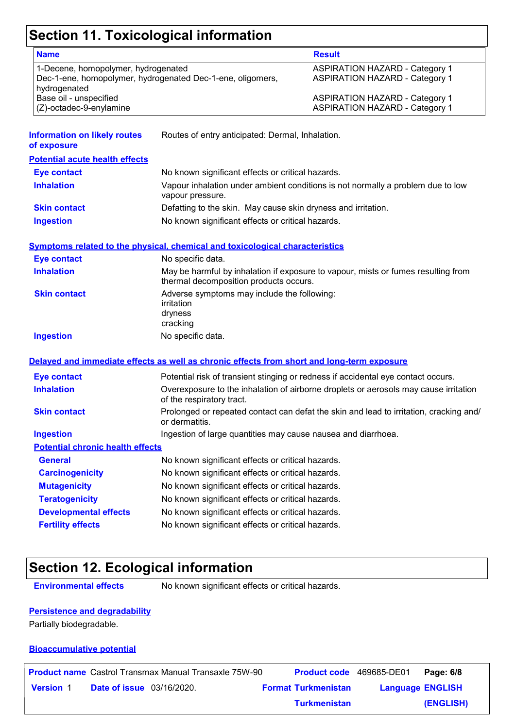## Section 11. Toxicological information

| Name | Result |
|---|---|
| 1-Decene, homopolymer, hydrogenated | ASPIRATION HAZARD - Category 1 |
| Dec-1-ene, homopolymer, hydrogenated Dec-1-ene, oligomers, hydrogenated | ASPIRATION HAZARD - Category 1 |
| Base oil - unspecified | ASPIRATION HAZARD - Category 1 |
| (Z)-octadec-9-enylamine | ASPIRATION HAZARD - Category 1 |

**Information on likely routes of exposure**: Routes of entry anticipated: Dermal, Inhalation.

**Potential acute health effects**

**Eye contact**: No known significant effects or critical hazards.

**Inhalation**: Vapour inhalation under ambient conditions is not normally a problem due to low vapour pressure.

**Skin contact**: Defatting to the skin. May cause skin dryness and irritation.

**Ingestion**: No known significant effects or critical hazards.

**Symptoms related to the physical, chemical and toxicological characteristics**

**Eye contact**: No specific data.

**Inhalation**: May be harmful by inhalation if exposure to vapour, mists or fumes resulting from thermal decomposition products occurs.

**Skin contact**: Adverse symptoms may include the following:
irritation
dryness
cracking

**Ingestion**: No specific data.

**Delayed and immediate effects as well as chronic effects from short and long-term exposure**

**Eye contact**: Potential risk of transient stinging or redness if accidental eye contact occurs.

**Inhalation**: Overexposure to the inhalation of airborne droplets or aerosols may cause irritation of the respiratory tract.

**Skin contact**: Prolonged or repeated contact can defat the skin and lead to irritation, cracking and/or dermatitis.

**Ingestion**: Ingestion of large quantities may cause nausea and diarrhoea.

**Potential chronic health effects**

**General**: No known significant effects or critical hazards.

**Carcinogenicity**: No known significant effects or critical hazards.

**Mutagenicity**: No known significant effects or critical hazards.

**Teratogenicity**: No known significant effects or critical hazards.

**Developmental effects**: No known significant effects or critical hazards.

**Fertility effects**: No known significant effects or critical hazards.

## Section 12. Ecological information

**Environmental effects**: No known significant effects or critical hazards.

**Persistence and degradability**

Partially biodegradable.

**Bioaccumulative potential**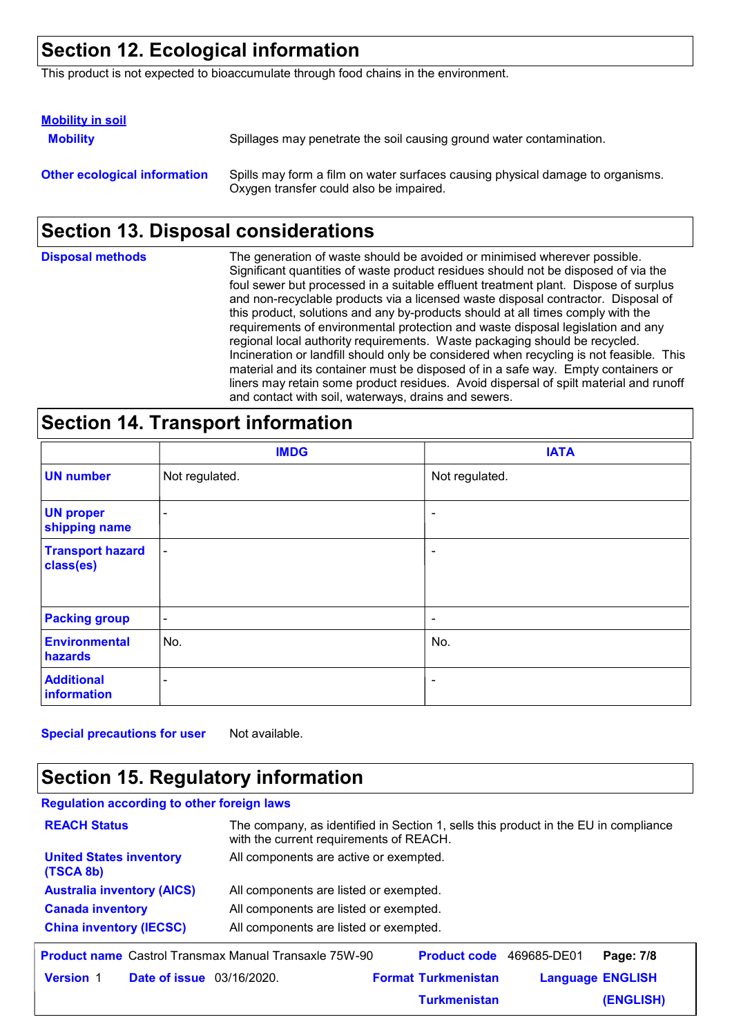## Section 12. Ecological information

This product is not expected to bioaccumulate through food chains in the environment.

**Mobility in soil**

**Mobility**: Spillages may penetrate the soil causing ground water contamination.

**Other ecological information**: Spills may form a film on water surfaces causing physical damage to organisms. Oxygen transfer could also be impaired.

## Section 13. Disposal considerations

**Disposal methods**: The generation of waste should be avoided or minimised wherever possible. Significant quantities of waste product residues should not be disposed of via the foul sewer but processed in a suitable effluent treatment plant. Dispose of surplus and non-recyclable products via a licensed waste disposal contractor. Disposal of this product, solutions and any by-products should at all times comply with the requirements of environmental protection and waste disposal legislation and any regional local authority requirements. Waste packaging should be recycled. Incineration or landfill should only be considered when recycling is not feasible. This material and its container must be disposed of in a safe way. Empty containers or liners may retain some product residues. Avoid dispersal of spilt material and runoff and contact with soil, waterways, drains and sewers.

## Section 14. Transport information

| | IMDG | IATA |
|---|---|---|
| UN number | Not regulated. | Not regulated. |
| UN proper shipping name | - | - |
| Transport hazard class(es) | - | - |
| Packing group | - | - |
| Environmental hazards | No. | No. |
| Additional information | - | - |

**Special precautions for user**: Not available.

## Section 15. Regulatory information

**Regulation according to other foreign laws**

**REACH Status**: The company, as identified in Section 1, sells this product in the EU in compliance with the current requirements of REACH.

**United States inventory (TSCA 8b)**: All components are active or exempted.

**Australia inventory (AICS)**: All components are listed or exempted.

**Canada inventory**: All components are listed or exempted.

**China inventory (IECSC)**: All components are listed or exempted.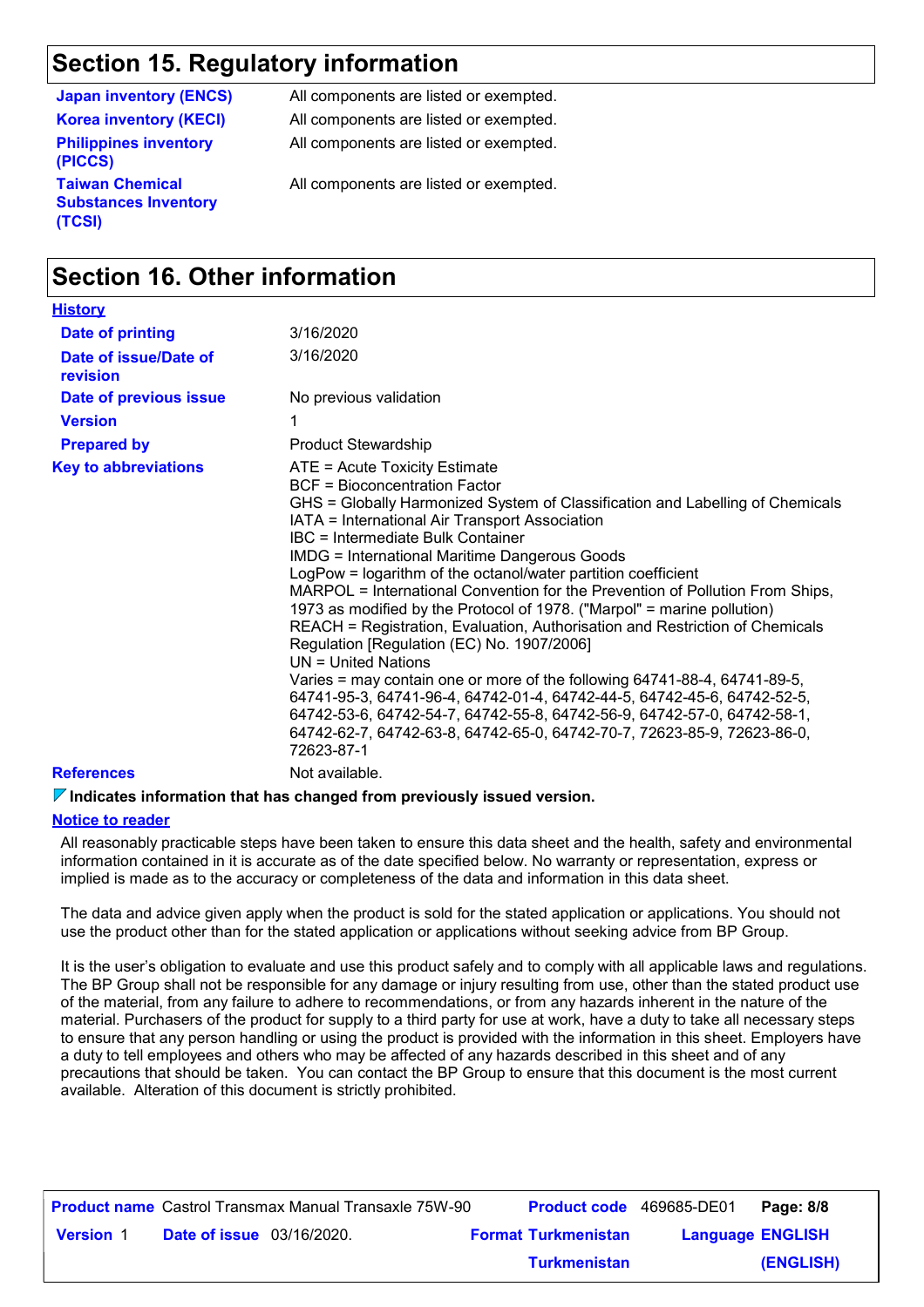## Section 15. Regulatory information

| | |
|---|---|
| **Japan inventory (ENCS)** | All components are listed or exempted. |
| **Korea inventory (KECI)** | All components are listed or exempted. |
| **Philippines inventory (PICCS)** | All components are listed or exempted. |
| **Taiwan Chemical Substances Inventory (TCSI)** | All components are listed or exempted. |

## Section 16. Other information

**History**

| | |
|---|---|
| **Date of printing** | 3/16/2020 |
| **Date of issue/Date of revision** | 3/16/2020 |
| **Date of previous issue** | No previous validation |
| **Version** | 1 |
| **Prepared by** | Product Stewardship |

**Key to abbreviations**

ATE = Acute Toxicity Estimate
BCF = Bioconcentration Factor
GHS = Globally Harmonized System of Classification and Labelling of Chemicals
IATA = International Air Transport Association
IBC = Intermediate Bulk Container
IMDG = International Maritime Dangerous Goods
LogPow = logarithm of the octanol/water partition coefficient
MARPOL = International Convention for the Prevention of Pollution From Ships, 1973 as modified by the Protocol of 1978. ("Marpol" = marine pollution)
REACH = Registration, Evaluation, Authorisation and Restriction of Chemicals Regulation [Regulation (EC) No. 1907/2006]
UN = United Nations
Varies = may contain one or more of the following 64741-88-4, 64741-89-5, 64741-95-3, 64741-96-4, 64742-01-4, 64742-44-5, 64742-45-6, 64742-52-5, 64742-53-6, 64742-54-7, 64742-55-8, 64742-56-9, 64742-57-0, 64742-58-1, 64742-62-7, 64742-63-8, 64742-65-0, 64742-70-7, 72623-85-9, 72623-86-0, 72623-87-1

**References** Not available.

**Indicates information that has changed from previously issued version.**

**Notice to reader**

All reasonably practicable steps have been taken to ensure this data sheet and the health, safety and environmental information contained in it is accurate as of the date specified below. No warranty or representation, express or implied is made as to the accuracy or completeness of the data and information in this data sheet.

The data and advice given apply when the product is sold for the stated application or applications. You should not use the product other than for the stated application or applications without seeking advice from BP Group.

It is the user's obligation to evaluate and use this product safely and to comply with all applicable laws and regulations. The BP Group shall not be responsible for any damage or injury resulting from use, other than the stated product use of the material, from any failure to adhere to recommendations, or from any hazards inherent in the nature of the material. Purchasers of the product for supply to a third party for use at work, have a duty to take all necessary steps to ensure that any person handling or using the product is provided with the information in this sheet. Employers have a duty to tell employees and others who may be affected of any hazards described in this sheet and of any precautions that should be taken. You can contact the BP Group to ensure that this document is the most current available. Alteration of this document is strictly prohibited.